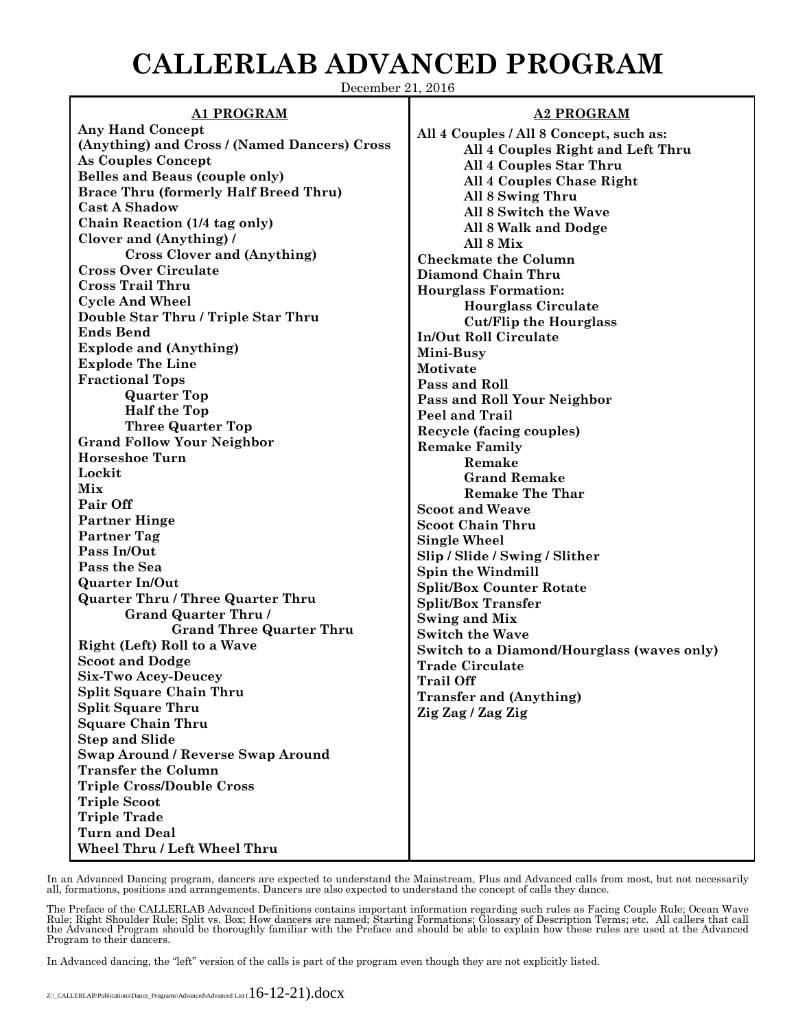# CALLERLAB ADVANCED PROGRAM

December 21, 2016

## A1 PROGRAM

**Any Hand Concept**
**(Anything) and Cross / (Named Dancers) Cross**
**As Couples Concept**
**Belles and Beaus (couple only)**
**Brace Thru (formerly Half Breed Thru)**
**Cast A Shadow**
**Chain Reaction (1/4 tag only)**
**Clover and (Anything) /**
- **Cross Clover and (Anything)**

**Cross Over Circulate**
**Cross Trail Thru**
**Cycle And Wheel**
**Double Star Thru / Triple Star Thru**
**Ends Bend**
**Explode and (Anything)**
**Explode The Line**
**Fractional Tops**
- **Quarter Top**
- **Half the Top**
- **Three Quarter Top**

**Grand Follow Your Neighbor**
**Horseshoe Turn**
**Lockit**
**Mix**
**Pair Off**
**Partner Hinge**
**Partner Tag**
**Pass In/Out**
**Pass the Sea**
**Quarter In/Out**
**Quarter Thru / Three Quarter Thru**
- **Grand Quarter Thru /**
  - **Grand Three Quarter Thru**

**Right (Left) Roll to a Wave**
**Scoot and Dodge**
**Six-Two Acey-Deucey**
**Split Square Chain Thru**
**Split Square Thru**
**Square Chain Thru**
**Step and Slide**
**Swap Around / Reverse Swap Around**
**Transfer the Column**
**Triple Cross/Double Cross**
**Triple Scoot**
**Triple Trade**
**Turn and Deal**
**Wheel Thru / Left Wheel Thru**

## A2 PROGRAM

**All 4 Couples / All 8 Concept, such as:**
- **All 4 Couples Right and Left Thru**
- **All 4 Couples Star Thru**
- **All 4 Couples Chase Right**
- **All 8 Swing Thru**
- **All 8 Switch the Wave**
- **All 8 Walk and Dodge**
- **All 8 Mix**

**Checkmate the Column**
**Diamond Chain Thru**
**Hourglass Formation:**
- **Hourglass Circulate**
- **Cut/Flip the Hourglass**

**In/Out Roll Circulate**
**Mini-Busy**
**Motivate**
**Pass and Roll**
**Pass and Roll Your Neighbor**
**Peel and Trail**
**Recycle (facing couples)**
**Remake Family**
- **Remake**
- **Grand Remake**
- **Remake The Thar**

**Scoot and Weave**
**Scoot Chain Thru**
**Single Wheel**
**Slip / Slide / Swing / Slither**
**Spin the Windmill**
**Split/Box Counter Rotate**
**Split/Box Transfer**
**Swing and Mix**
**Switch the Wave**
**Switch to a Diamond/Hourglass (waves only)**
**Trade Circulate**
**Trail Off**
**Transfer and (Anything)**
**Zig Zag / Zag Zig**

In an Advanced Dancing program, dancers are expected to understand the Mainstream, Plus and Advanced calls from most, but not necessarily all, formations, positions and arrangements. Dancers are also expected to understand the concept of calls they dance.

The Preface of the CALLERLAB Advanced Definitions contains important information regarding such rules as Facing Couple Rule; Ocean Wave Rule; Right Shoulder Rule; Split vs. Box; How dancers are named; Starting Formations; Glossary of Description Terms; etc. All callers that call the Advanced Program should be thoroughly familiar with the Preface and should be able to explain how these rules are used at the Advanced Program to their dancers.

In Advanced dancing, the "left" version of the calls is part of the program even though they are not explicitly listed.

Z:\_CALLERLAB\Publications\Dance_Programs\Advanced\Advanced List (16-12-21).docx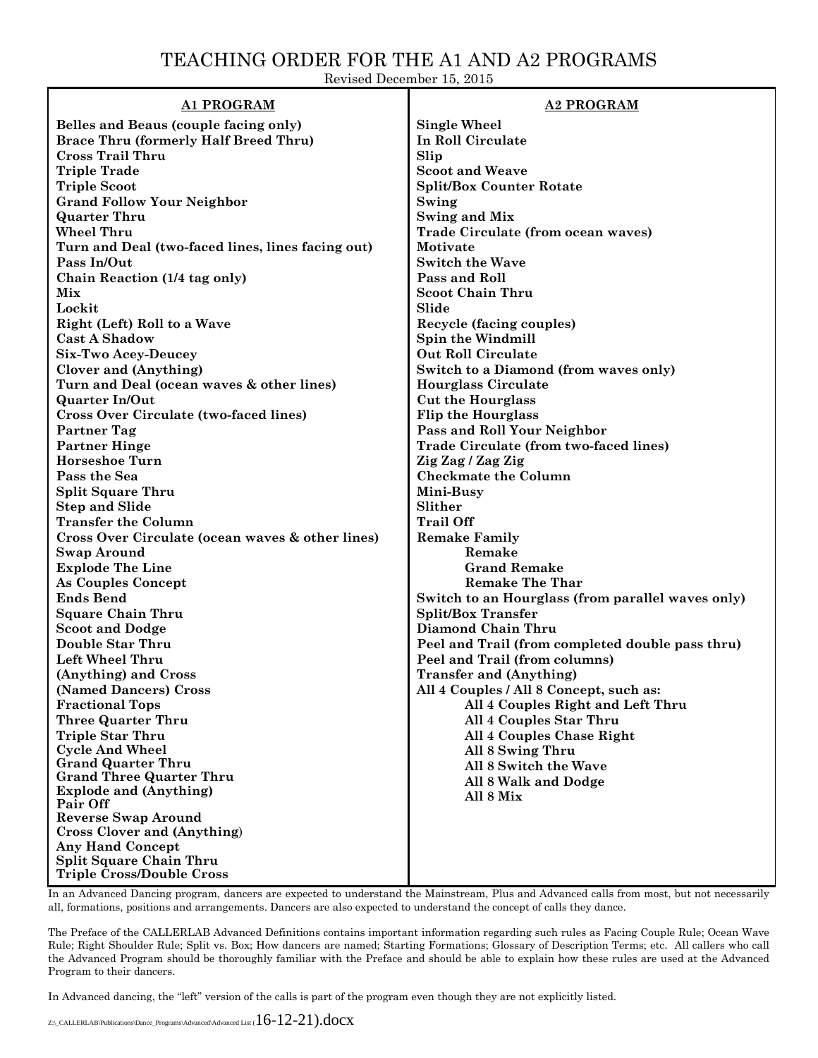# TEACHING ORDER FOR THE A1 AND A2 PROGRAMS

Revised December 15, 2015

## A1 PROGRAM

**Belles and Beaus (couple facing only)**
**Brace Thru (formerly Half Breed Thru)**
**Cross Trail Thru**
**Triple Trade**
**Triple Scoot**
**Grand Follow Your Neighbor**
**Quarter Thru**
**Wheel Thru**
**Turn and Deal (two-faced lines, lines facing out)**
**Pass In/Out**
**Chain Reaction (1/4 tag only)**
**Mix**
**Lockit**
**Right (Left) Roll to a Wave**
**Cast A Shadow**
**Six-Two Acey-Deucey**
**Clover and (Anything)**
**Turn and Deal (ocean waves & other lines)**
**Quarter In/Out**
**Cross Over Circulate (two-faced lines)**
**Partner Tag**
**Partner Hinge**
**Horseshoe Turn**
**Pass the Sea**
**Split Square Thru**
**Step and Slide**
**Transfer the Column**
**Cross Over Circulate (ocean waves & other lines)**
**Swap Around**
**Explode The Line**
**As Couples Concept**
**Ends Bend**
**Square Chain Thru**
**Scoot and Dodge**
**Double Star Thru**
**Left Wheel Thru**
**(Anything) and Cross**
**(Named Dancers) Cross**
**Fractional Tops**
**Three Quarter Thru**
**Triple Star Thru**
**Cycle And Wheel**
**Grand Quarter Thru**
**Grand Three Quarter Thru**
**Explode and (Anything)**
**Pair Off**
**Reverse Swap Around**
**Cross Clover and (Anything)**
**Any Hand Concept**
**Split Square Chain Thru**
**Triple Cross/Double Cross**

## A2 PROGRAM

**Single Wheel**
**In Roll Circulate**
**Slip**
**Scoot and Weave**
**Split/Box Counter Rotate**
**Swing**
**Swing and Mix**
**Trade Circulate (from ocean waves)**
**Motivate**
**Switch the Wave**
**Pass and Roll**
**Scoot Chain Thru**
**Slide**
**Recycle (facing couples)**
**Spin the Windmill**
**Out Roll Circulate**
**Switch to a Diamond (from waves only)**
**Hourglass Circulate**
**Cut the Hourglass**
**Flip the Hourglass**
**Pass and Roll Your Neighbor**
**Trade Circulate (from two-faced lines)**
**Zig Zag / Zag Zig**
**Checkmate the Column**
**Mini-Busy**
**Slither**
**Trail Off**
**Remake Family**
- **Remake**
- **Grand Remake**
- **Remake The Thar**

**Switch to an Hourglass (from parallel waves only)**
**Split/Box Transfer**
**Diamond Chain Thru**
**Peel and Trail (from completed double pass thru)**
**Peel and Trail (from columns)**
**Transfer and (Anything)**
**All 4 Couples / All 8 Concept, such as:**
- **All 4 Couples Right and Left Thru**
- **All 4 Couples Star Thru**
- **All 4 Couples Chase Right**
- **All 8 Swing Thru**
- **All 8 Switch the Wave**
- **All 8 Walk and Dodge**
- **All 8 Mix**

In an Advanced Dancing program, dancers are expected to understand the Mainstream, Plus and Advanced calls from most, but not necessarily all, formations, positions and arrangements. Dancers are also expected to understand the concept of calls they dance.

The Preface of the CALLERLAB Advanced Definitions contains important information regarding such rules as Facing Couple Rule; Ocean Wave Rule; Right Shoulder Rule; Split vs. Box; How dancers are named; Starting Formations; Glossary of Description Terms; etc. All callers who call the Advanced Program should be thoroughly familiar with the Preface and should be able to explain how these rules are used at the Advanced Program to their dancers.

In Advanced dancing, the "left" version of the calls is part of the program even though they are not explicitly listed.

Z:\_CALLERLAB\Publications\Dance_Programs\Advanced\Advanced List (16-12-21).docx